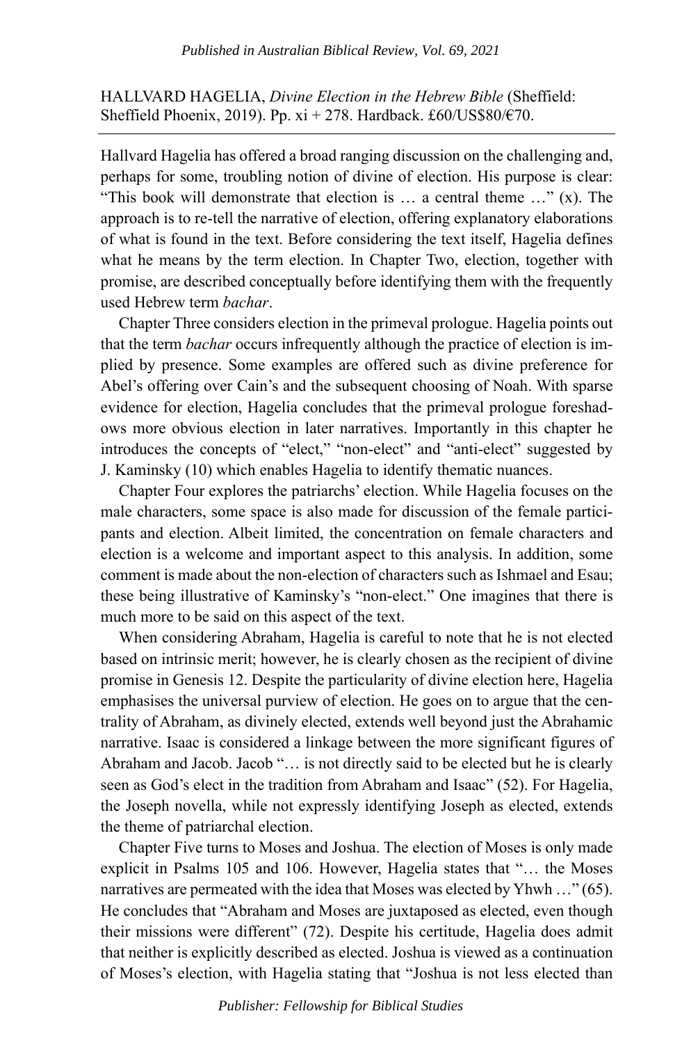HALLVARD HAGELIA, *Divine Election in the Hebrew Bible* (Sheffield: Sheffield Phoenix, 2019). Pp. xi + 278. Hardback. £60/US$80/€70.

---

Hallvard Hagelia has offered a broad ranging discussion on the challenging and, perhaps for some, troubling notion of divine of election. His purpose is clear: "This book will demonstrate that election is … a central theme …" (x). The approach is to re-tell the narrative of election, offering explanatory elaborations of what is found in the text. Before considering the text itself, Hagelia defines what he means by the term election. In Chapter Two, election, together with promise, are described conceptually before identifying them with the frequently used Hebrew term *bachar*.

Chapter Three considers election in the primeval prologue. Hagelia points out that the term *bachar* occurs infrequently although the practice of election is implied by presence. Some examples are offered such as divine preference for Abel's offering over Cain's and the subsequent choosing of Noah. With sparse evidence for election, Hagelia concludes that the primeval prologue foreshadows more obvious election in later narratives. Importantly in this chapter he introduces the concepts of "elect," "non-elect" and "anti-elect" suggested by J. Kaminsky (10) which enables Hagelia to identify thematic nuances.

Chapter Four explores the patriarchs' election. While Hagelia focuses on the male characters, some space is also made for discussion of the female participants and election. Albeit limited, the concentration on female characters and election is a welcome and important aspect to this analysis. In addition, some comment is made about the non-election of characters such as Ishmael and Esau; these being illustrative of Kaminsky's "non-elect." One imagines that there is much more to be said on this aspect of the text.

When considering Abraham, Hagelia is careful to note that he is not elected based on intrinsic merit; however, he is clearly chosen as the recipient of divine promise in Genesis 12. Despite the particularity of divine election here, Hagelia emphasises the universal purview of election. He goes on to argue that the centrality of Abraham, as divinely elected, extends well beyond just the Abrahamic narrative. Isaac is considered a linkage between the more significant figures of Abraham and Jacob. Jacob "… is not directly said to be elected but he is clearly seen as God's elect in the tradition from Abraham and Isaac" (52). For Hagelia, the Joseph novella, while not expressly identifying Joseph as elected, extends the theme of patriarchal election.

Chapter Five turns to Moses and Joshua. The election of Moses is only made explicit in Psalms 105 and 106. However, Hagelia states that "… the Moses narratives are permeated with the idea that Moses was elected by Yhwh …" (65). He concludes that "Abraham and Moses are juxtaposed as elected, even though their missions were different" (72). Despite his certitude, Hagelia does admit that neither is explicitly described as elected. Joshua is viewed as a continuation of Moses's election, with Hagelia stating that "Joshua is not less elected than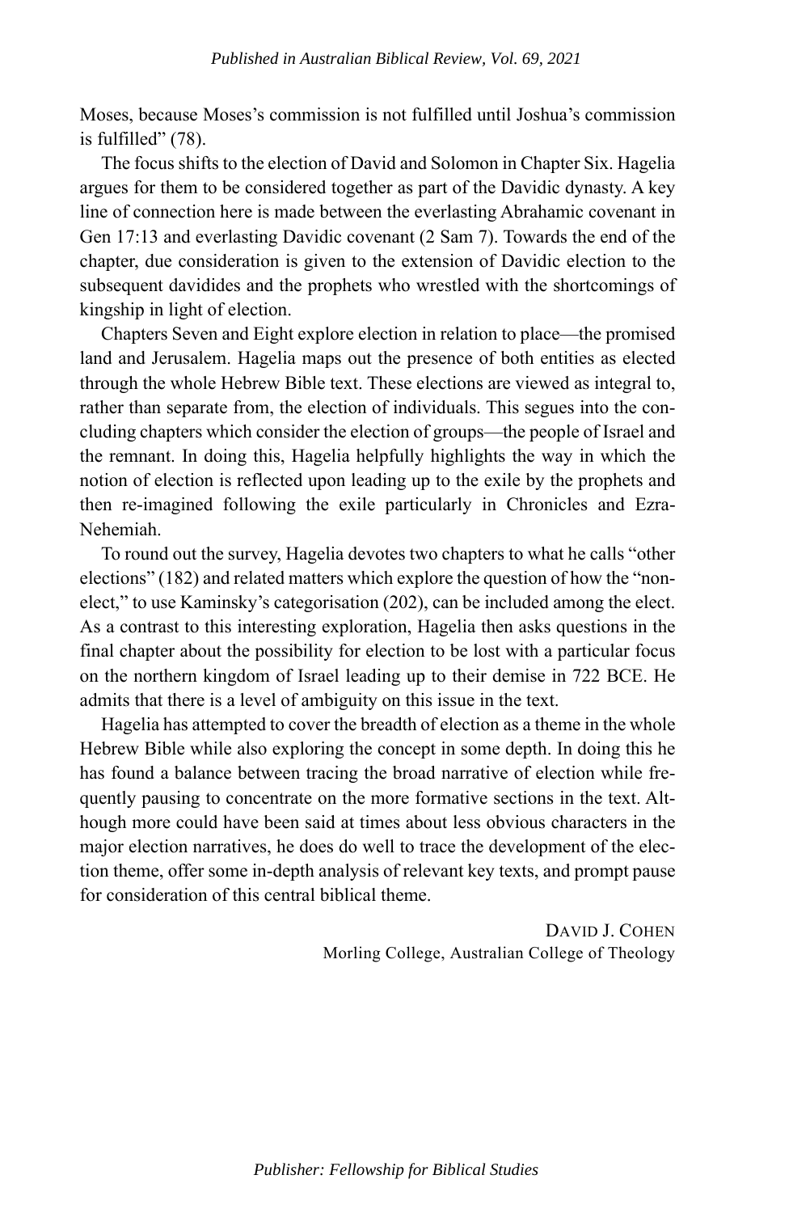Moses, because Moses's commission is not fulfilled until Joshua's commission is fulfilled" (78).

The focus shifts to the election of David and Solomon in Chapter Six. Hagelia argues for them to be considered together as part of the Davidic dynasty. A key line of connection here is made between the everlasting Abrahamic covenant in Gen 17:13 and everlasting Davidic covenant (2 Sam 7). Towards the end of the chapter, due consideration is given to the extension of Davidic election to the subsequent davidides and the prophets who wrestled with the shortcomings of kingship in light of election.

Chapters Seven and Eight explore election in relation to place—the promised land and Jerusalem. Hagelia maps out the presence of both entities as elected through the whole Hebrew Bible text. These elections are viewed as integral to, rather than separate from, the election of individuals. This segues into the concluding chapters which consider the election of groups—the people of Israel and the remnant. In doing this, Hagelia helpfully highlights the way in which the notion of election is reflected upon leading up to the exile by the prophets and then re-imagined following the exile particularly in Chronicles and Ezra-Nehemiah.

To round out the survey, Hagelia devotes two chapters to what he calls "other elections" (182) and related matters which explore the question of how the "non-elect," to use Kaminsky's categorisation (202), can be included among the elect. As a contrast to this interesting exploration, Hagelia then asks questions in the final chapter about the possibility for election to be lost with a particular focus on the northern kingdom of Israel leading up to their demise in 722 BCE. He admits that there is a level of ambiguity on this issue in the text.

Hagelia has attempted to cover the breadth of election as a theme in the whole Hebrew Bible while also exploring the concept in some depth. In doing this he has found a balance between tracing the broad narrative of election while frequently pausing to concentrate on the more formative sections in the text. Although more could have been said at times about less obvious characters in the major election narratives, he does do well to trace the development of the election theme, offer some in-depth analysis of relevant key texts, and prompt pause for consideration of this central biblical theme.

DAVID J. COHEN
Morling College, Australian College of Theology